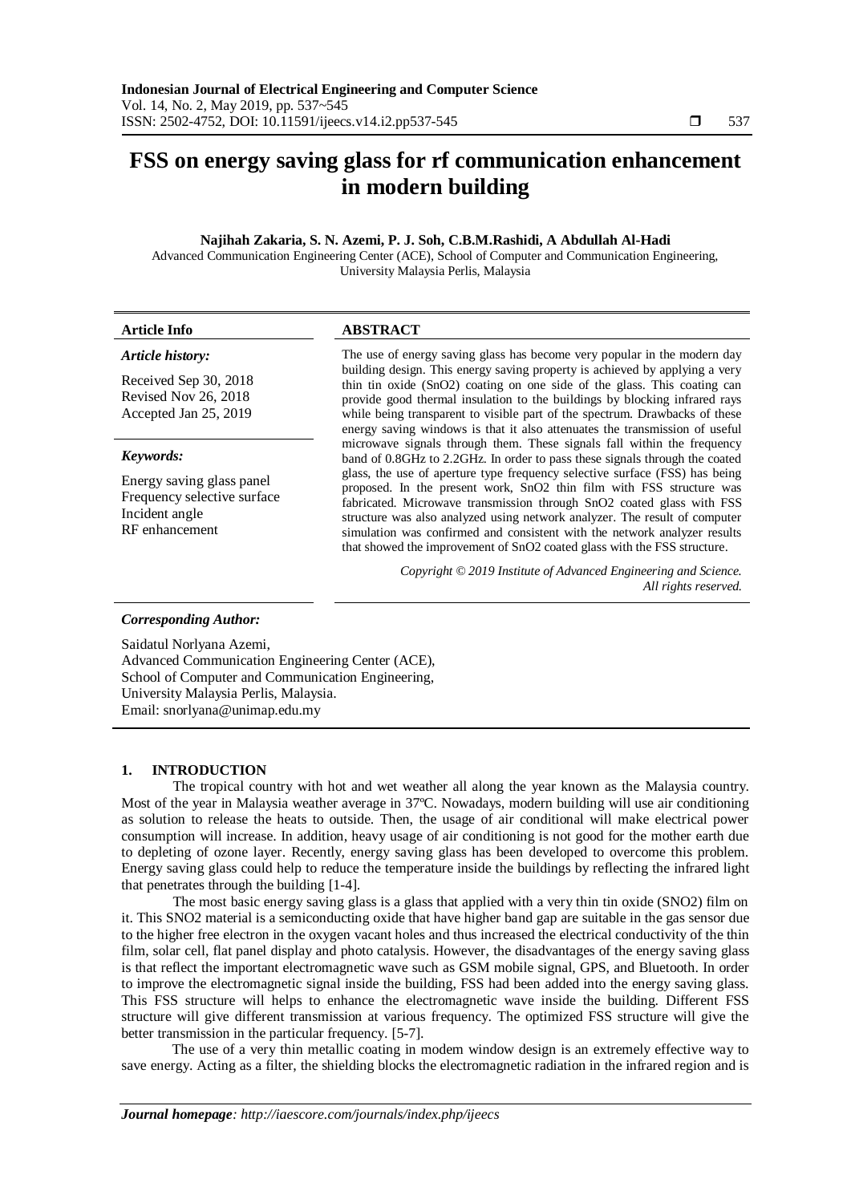# FSS on energy saving glass for rf communication enhancement in modern building

**Najihah Zakaria, S. N. Azemi, P. J. Soh, C.B.M.Rashidi, A Abdullah Al-Hadi**

Advanced Communication Engineering Center (ACE), School of Computer and Communication Engineering, University Malaysia Perlis, Malaysia

| **Article Info** | **ABSTRACT** |
|---|---|
| ***Article history:***<br><br>Received Sep 30, 2018<br>Revised Nov 26, 2018<br>Accepted Jan 25, 2019<br><br>***Keywords:***<br><br>Energy saving glass panel<br>Frequency selective surface<br>Incident angle<br>RF enhancement | The use of energy saving glass has become very popular in the modern day building design. This energy saving property is achieved by applying a very thin tin oxide ($SnO_2$) coating on one side of the glass. This coating can provide good thermal insulation to the buildings by blocking infrared rays while being transparent to visible part of the spectrum. Drawbacks of these energy saving windows is that it also attenuates the transmission of useful microwave signals through them. These signals fall within the frequency band of 0.8GHz to 2.2GHz. In order to pass these signals through the coated glass, the use of aperture type frequency selective surface (FSS) has being proposed. In the present work, $SnO_2$ thin film with FSS structure was fabricated. Microwave transmission through $SnO_2$ coated glass with FSS structure was also analyzed using network analyzer. The result of computer simulation was confirmed and consistent with the network analyzer results that showed the improvement of $SnO_2$ coated glass with the FSS structure.<br><br>*Copyright © 2019 Institute of Advanced Engineering and Science. All rights reserved.* |

***Corresponding Author:***

Saidatul Norlyana Azemi,
Advanced Communication Engineering Center (ACE),
School of Computer and Communication Engineering,
University Malaysia Perlis, Malaysia.
Email: snorlyana@unimap.edu.my

## 1. INTRODUCTION

The tropical country with hot and wet weather all along the year known as the Malaysia country. Most of the year in Malaysia weather average in 37ºC. Nowadays, modern building will use air conditioning as solution to release the heats to outside. Then, the usage of air conditional will make electrical power consumption will increase. In addition, heavy usage of air conditioning is not good for the mother earth due to depleting of ozone layer. Recently, energy saving glass has been developed to overcome this problem. Energy saving glass could help to reduce the temperature inside the buildings by reflecting the infrared light that penetrates through the building [1-4].

The most basic energy saving glass is a glass that applied with a very thin tin oxide ($SNO_2$) film on it. This $SNO_2$ material is a semiconducting oxide that have higher band gap are suitable in the gas sensor due to the higher free electron in the oxygen vacant holes and thus increased the electrical conductivity of the thin film, solar cell, flat panel display and photo catalysis. However, the disadvantages of the energy saving glass is that reflect the important electromagnetic wave such as GSM mobile signal, GPS, and Bluetooth. In order to improve the electromagnetic signal inside the building, FSS had been added into the energy saving glass. This FSS structure will helps to enhance the electromagnetic wave inside the building. Different FSS structure will give different transmission at various frequency. The optimized FSS structure will give the better transmission in the particular frequency. [5-7].

The use of a very thin metallic coating in modem window design is an extremely effective way to save energy. Acting as a filter, the shielding blocks the electromagnetic radiation in the infrared region and is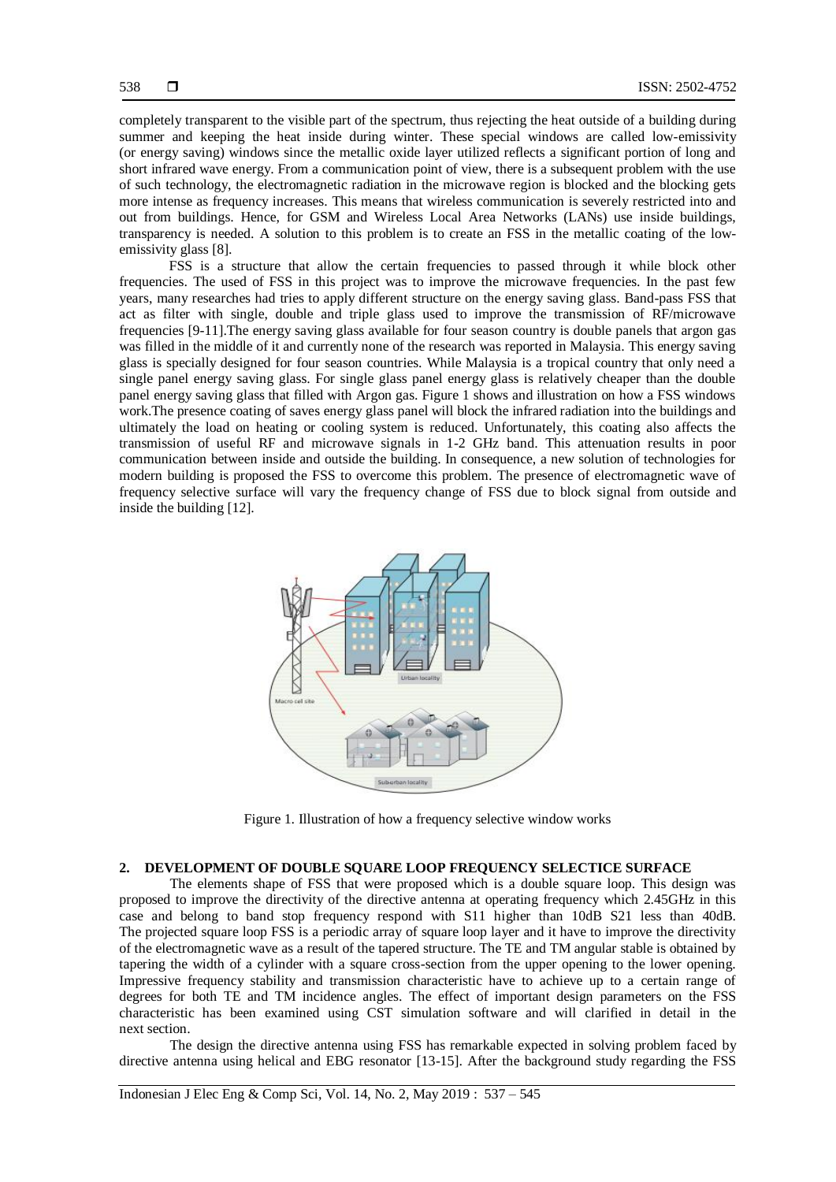completely transparent to the visible part of the spectrum, thus rejecting the heat outside of a building during summer and keeping the heat inside during winter. These special windows are called low-emissivity (or energy saving) windows since the metallic oxide layer utilized reflects a significant portion of long and short infrared wave energy. From a communication point of view, there is a subsequent problem with the use of such technology, the electromagnetic radiation in the microwave region is blocked and the blocking gets more intense as frequency increases. This means that wireless communication is severely restricted into and out from buildings. Hence, for GSM and Wireless Local Area Networks (LANs) use inside buildings, transparency is needed. A solution to this problem is to create an FSS in the metallic coating of the low-emissivity glass [8].

FSS is a structure that allow the certain frequencies to passed through it while block other frequencies. The used of FSS in this project was to improve the microwave frequencies. In the past few years, many researches had tries to apply different structure on the energy saving glass. Band-pass FSS that act as filter with single, double and triple glass used to improve the transmission of RF/microwave frequencies [9-11].The energy saving glass available for four season country is double panels that argon gas was filled in the middle of it and currently none of the research was reported in Malaysia. This energy saving glass is specially designed for four season countries. While Malaysia is a tropical country that only need a single panel energy saving glass. For single glass panel energy glass is relatively cheaper than the double panel energy saving glass that filled with Argon gas. Figure 1 shows and illustration on how a FSS windows work.The presence coating of saves energy glass panel will block the infrared radiation into the buildings and ultimately the load on heating or cooling system is reduced. Unfortunately, this coating also affects the transmission of useful RF and microwave signals in 1-2 GHz band. This attenuation results in poor communication between inside and outside the building. In consequence, a new solution of technologies for modern building is proposed the FSS to overcome this problem. The presence of electromagnetic wave of frequency selective surface will vary the frequency change of FSS due to block signal from outside and inside the building [12].

Figure 1. Illustration of how a frequency selective window works

## 2. DEVELOPMENT OF DOUBLE SQUARE LOOP FREQUENCY SELECTICE SURFACE

The elements shape of FSS that were proposed which is a double square loop. This design was proposed to improve the directivity of the directive antenna at operating frequency which 2.45GHz in this case and belong to band stop frequency respond with S11 higher than 10dB S21 less than 40dB. The projected square loop FSS is a periodic array of square loop layer and it have to improve the directivity of the electromagnetic wave as a result of the tapered structure. The TE and TM angular stable is obtained by tapering the width of a cylinder with a square cross-section from the upper opening to the lower opening. Impressive frequency stability and transmission characteristic have to achieve up to a certain range of degrees for both TE and TM incidence angles. The effect of important design parameters on the FSS characteristic has been examined using CST simulation software and will clarified in detail in the next section.

The design the directive antenna using FSS has remarkable expected in solving problem faced by directive antenna using helical and EBG resonator [13-15]. After the background study regarding the FSS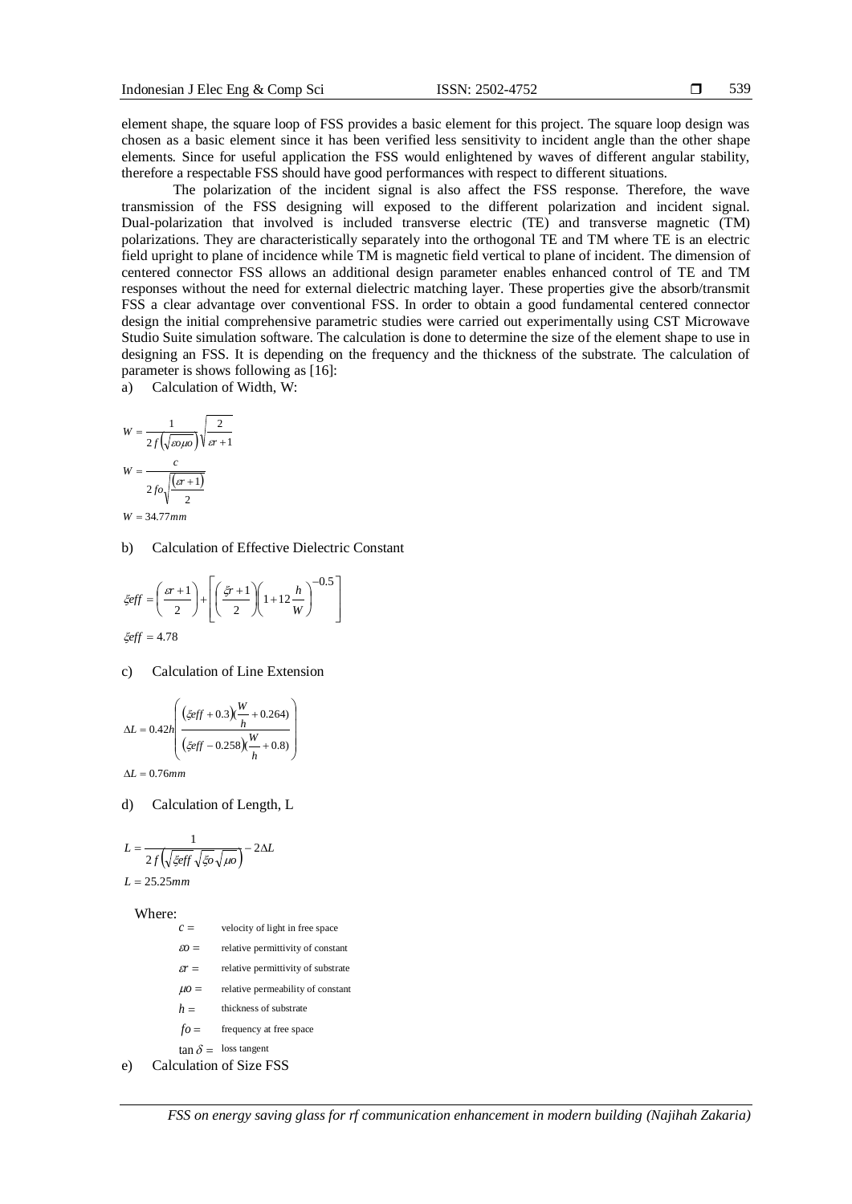element shape, the square loop of FSS provides a basic element for this project. The square loop design was chosen as a basic element since it has been verified less sensitivity to incident angle than the other shape elements. Since for useful application the FSS would enlightened by waves of different angular stability, therefore a respectable FSS should have good performances with respect to different situations.

The polarization of the incident signal is also affect the FSS response. Therefore, the wave transmission of the FSS designing will exposed to the different polarization and incident signal. Dual-polarization that involved is included transverse electric (TE) and transverse magnetic (TM) polarizations. They are characteristically separately into the orthogonal TE and TM where TE is an electric field upright to plane of incidence while TM is magnetic field vertical to plane of incident. The dimension of centered connector FSS allows an additional design parameter enables enhanced control of TE and TM responses without the need for external dielectric matching layer. These properties give the absorb/transmit FSS a clear advantage over conventional FSS. In order to obtain a good fundamental centered connector design the initial comprehensive parametric studies were carried out experimentally using CST Microwave Studio Suite simulation software. The calculation is done to determine the size of the element shape to use in designing an FSS. It is depending on the frequency and the thickness of the substrate. The calculation of parameter is shows following as [16]:

a) Calculation of Width, W:

$$W = \frac{1}{2f\left(\sqrt{\varepsilon o \mu o}\right)}\sqrt{\frac{2}{\varepsilon r+1}}$$

$$W = \frac{c}{2fo\sqrt{\frac{(\varepsilon r+1)}{2}}}$$

$$W = 34.77mm$$

b) Calculation of Effective Dielectric Constant

$$\xi eff = \left(\frac{\varepsilon r+1}{2}\right) + \left[\left(\frac{\xi r+1}{2}\right)\left(1+12\frac{h}{W}\right)^{-0.5}\right]$$

$$\xi eff = 4.78$$

c) Calculation of Line Extension

$$\Delta L = 0.42h\left(\frac{(\xi eff+0.3)(\frac{W}{h}+0.264)}{(\xi eff-0.258)(\frac{W}{h}+0.8)}\right)$$

$$\Delta L = 0.76mm$$

d) Calculation of Length, L

$$L = \frac{1}{2f\left(\sqrt{\xi eff}\sqrt{\xi o}\sqrt{\mu o}\right)} - 2\Delta L$$

$$L = 25.25mm$$

Where:

- $c =$ velocity of light in free space
- $\varepsilon o =$ relative permittivity of constant
- $\varepsilon r =$ relative permittivity of substrate
- $\mu o =$ relative permeability of constant
- $h =$ thickness of substrate
- $fo =$ frequency at free space
- $\tan\delta =$ loss tangent

e) Calculation of Size FSS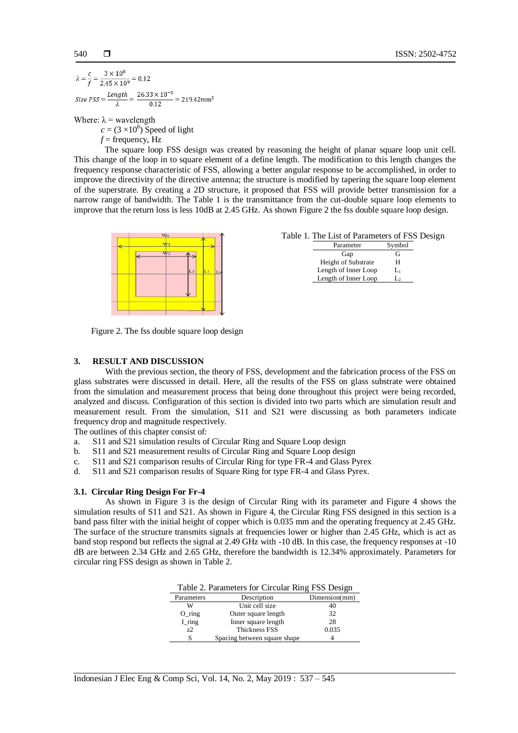$$\lambda = \frac{c}{f} = \frac{3 \times 10^8}{2.45 \times 10^9} = 0.12$$

$$Size\ FSS = \frac{Length}{\lambda} = \frac{26.33 \times 10^{-3}}{0.12} = 219.42mm^2$$

Where: $\lambda$ = wavelength

$c = (3 \times 10^8)$ Speed of light

$f$ = frequency, Hz

The square loop FSS design was created by reasoning the height of planar square loop unit cell. This change of the loop in to square element of a define length. The modification to this length changes the frequency response characteristic of FSS, allowing a better angular response to be accomplished, in order to improve the directivity of the directive antenna; the structure is modified by tapering the square loop element of the superstrate. By creating a 2D structure, it proposed that FSS will provide better transmission for a narrow range of bandwidth. The Table 1 is the transmittance from the cut-double square loop elements to improve that the return loss is less 10dB at 2.45 GHz. As shown Figure 2 the fss double square loop design.

Figure 2. The fss double square loop design

Table 1. The List of Parameters of FSS Design

| Parameter | Symbol |
|---|---|
| Gap | G |
| Height of Substrate | H |
| Length of Inner Loop | $L_1$ |
| Length of Inner Loop | $L_2$ |

## 3. RESULT AND DISCUSSION

With the previous section, the theory of FSS, development and the fabrication process of the FSS on glass substrates were discussed in detail. Here, all the results of the FSS on glass substrate were obtained from the simulation and measurement process that being done throughout this project were being recorded, analyzed and discuss. Configuration of this section is divided into two parts which are simulation result and measurement result. From the simulation, S11 and S21 were discussing as both parameters indicate frequency drop and magnitude respectively.

The outlines of this chapter consist of:

a. S11 and S21 simulation results of Circular Ring and Square Loop design
b. S11 and S21 measurement results of Circular Ring and Square Loop design
c. S11 and S21 comparison results of Circular Ring for type FR-4 and Glass Pyrex
d. S11 and S21 comparison results of Square Ring for type FR-4 and Glass Pyrex.

### 3.1. Circular Ring Design For Fr-4

As shown in Figure 3 is the design of Circular Ring with its parameter and Figure 4 shows the simulation results of S11 and S21. As shown in Figure 4, the Circular Ring FSS designed in this section is a band pass filter with the initial height of copper which is 0.035 mm and the operating frequency at 2.45 GHz. The surface of the structure transmits signals at frequencies lower or higher than 2.45 GHz, which is act as band stop respond but reflects the signal at 2.49 GHz with -10 dB. In this case, the frequency responses at -10 dB are between 2.34 GHz and 2.65 GHz, therefore the bandwidth is 12.34% approximately. Parameters for circular ring FSS design as shown in Table 2.

Table 2. Parameters for Circular Ring FSS Design

| Parameters | Description | Dimension(mm) |
|---|---|---|
| W | Unit cell size | 40 |
| O_ring | Outer square length | 32 |
| I_ring | Inner square length | 28 |
| z2 | Thickness FSS | 0.035 |
| S | Spacing between square shape | 4 |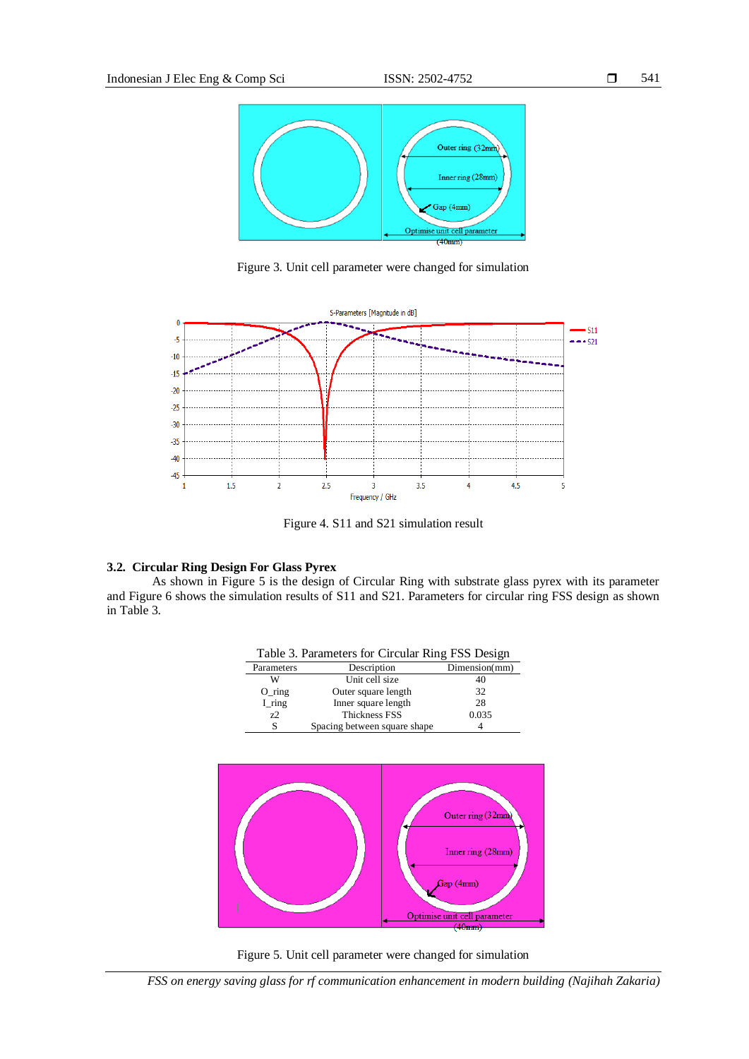Figure 3. Unit cell parameter were changed for simulation

Figure 4. S11 and S21 simulation result

### 3.2. Circular Ring Design For Glass Pyrex

As shown in Figure 5 is the design of Circular Ring with substrate glass pyrex with its parameter and Figure 6 shows the simulation results of S11 and S21. Parameters for circular ring FSS design as shown in Table 3.

Table 3. Parameters for Circular Ring FSS Design

| Parameters | Description | Dimension(mm) |
|---|---|---|
| W | Unit cell size | 40 |
| O_ring | Outer square length | 32 |
| I_ring | Inner square length | 28 |
| z2 | Thickness FSS | 0.035 |
| S | Spacing between square shape | 4 |

Figure 5. Unit cell parameter were changed for simulation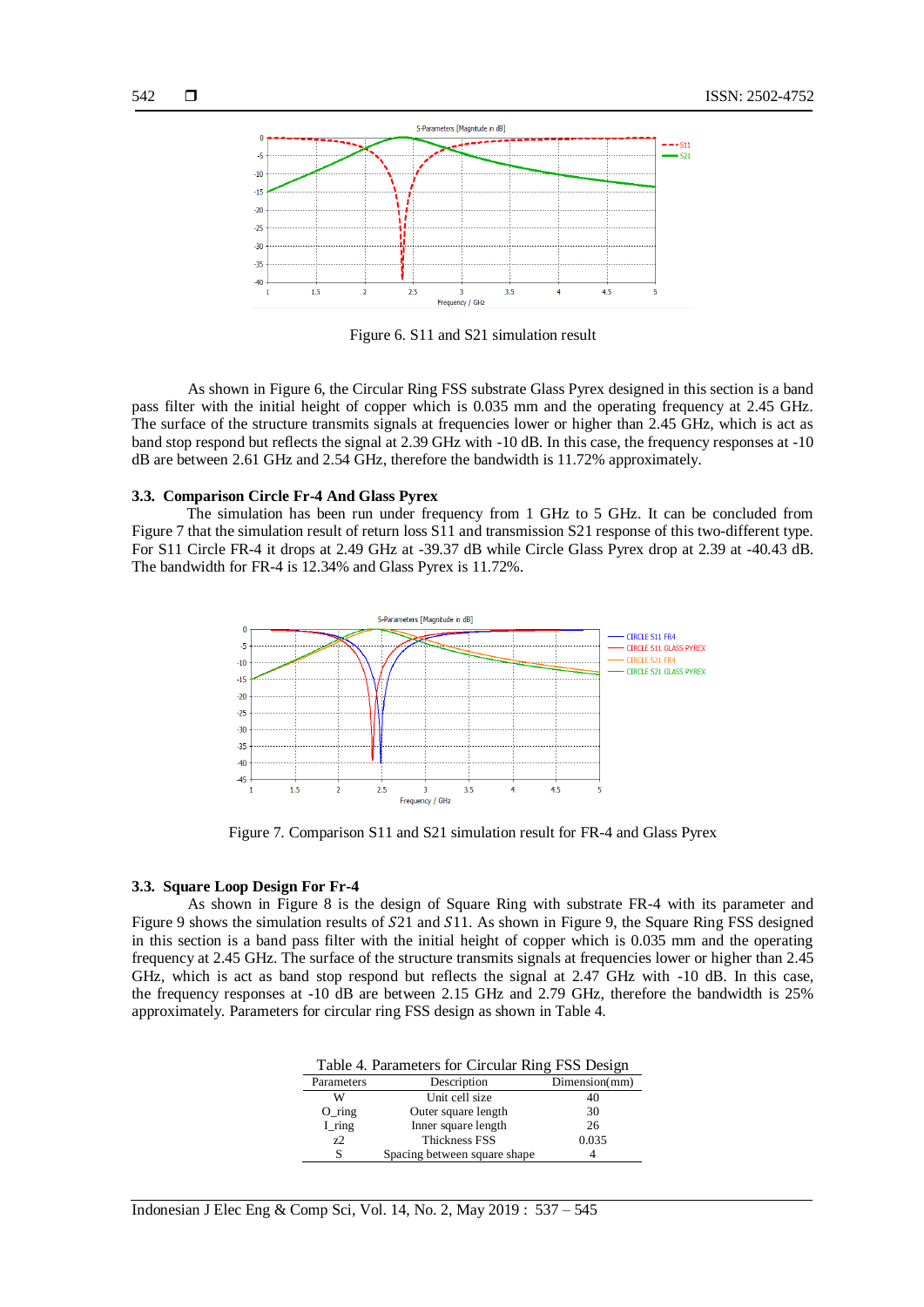Figure 6. S11 and S21 simulation result

As shown in Figure 6, the Circular Ring FSS substrate Glass Pyrex designed in this section is a band pass filter with the initial height of copper which is 0.035 mm and the operating frequency at 2.45 GHz. The surface of the structure transmits signals at frequencies lower or higher than 2.45 GHz, which is act as band stop respond but reflects the signal at 2.39 GHz with -10 dB. In this case, the frequency responses at -10 dB are between 2.61 GHz and 2.54 GHz, therefore the bandwidth is 11.72% approximately.

### 3.3. Comparison Circle Fr-4 And Glass Pyrex

The simulation has been run under frequency from 1 GHz to 5 GHz. It can be concluded from Figure 7 that the simulation result of return loss S11 and transmission S21 response of this two-different type. For S11 Circle FR-4 it drops at 2.49 GHz at -39.37 dB while Circle Glass Pyrex drop at 2.39 at -40.43 dB. The bandwidth for FR-4 is 12.34% and Glass Pyrex is 11.72%.

Figure 7. Comparison S11 and S21 simulation result for FR-4 and Glass Pyrex

### 3.3. Square Loop Design For Fr-4

As shown in Figure 8 is the design of Square Ring with substrate FR-4 with its parameter and Figure 9 shows the simulation results of $S21$ and $S11$. As shown in Figure 9, the Square Ring FSS designed in this section is a band pass filter with the initial height of copper which is 0.035 mm and the operating frequency at 2.45 GHz. The surface of the structure transmits signals at frequencies lower or higher than 2.45 GHz, which is act as band stop respond but reflects the signal at 2.47 GHz with -10 dB. In this case, the frequency responses at -10 dB are between 2.15 GHz and 2.79 GHz, therefore the bandwidth is 25% approximately. Parameters for circular ring FSS design as shown in Table 4.

Table 4. Parameters for Circular Ring FSS Design

| Parameters | Description | Dimension(mm) |
|---|---|---|
| W | Unit cell size | 40 |
| O_ring | Outer square length | 30 |
| I_ring | Inner square length | 26 |
| z2 | Thickness FSS | 0.035 |
| S | Spacing between square shape | 4 |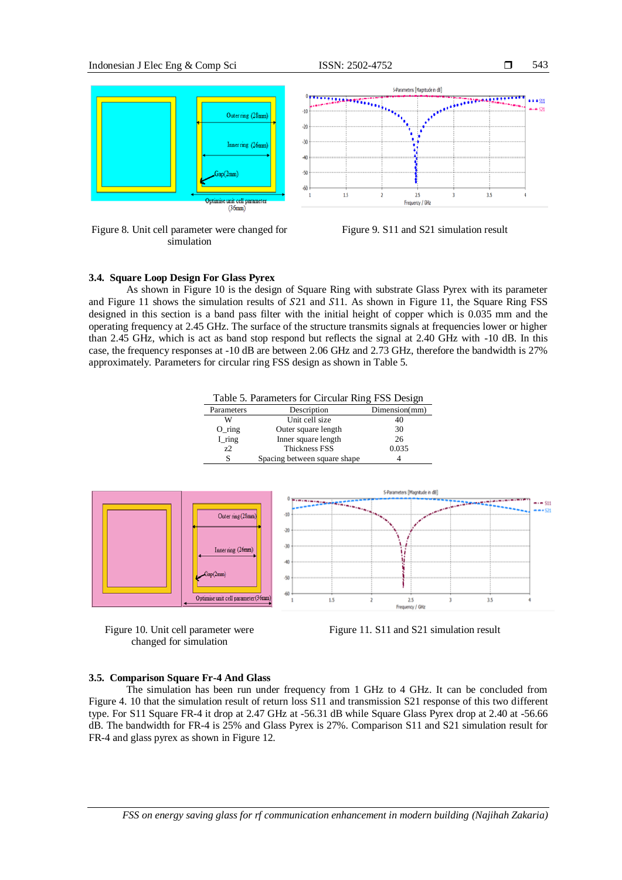Figure 8. Unit cell parameter were changed for simulation

Figure 9. S11 and S21 simulation result

### 3.4. Square Loop Design For Glass Pyrex

As shown in Figure 10 is the design of Square Ring with substrate Glass Pyrex with its parameter and Figure 11 shows the simulation results of $S21$ and $S11$. As shown in Figure 11, the Square Ring FSS designed in this section is a band pass filter with the initial height of copper which is 0.035 mm and the operating frequency at 2.45 GHz. The surface of the structure transmits signals at frequencies lower or higher than 2.45 GHz, which is act as band stop respond but reflects the signal at 2.40 GHz with -10 dB. In this case, the frequency responses at -10 dB are between 2.06 GHz and 2.73 GHz, therefore the bandwidth is 27% approximately. Parameters for circular ring FSS design as shown in Table 5.

Table 5. Parameters for Circular Ring FSS Design

| Parameters | Description | Dimension(mm) |
|---|---|---|
| W | Unit cell size | 40 |
| O_ring | Outer square length | 30 |
| I_ring | Inner square length | 26 |
| z2 | Thickness FSS | 0.035 |
| S | Spacing between square shape | 4 |

Figure 10. Unit cell parameter were changed for simulation

Figure 11. S11 and S21 simulation result

### 3.5. Comparison Square Fr-4 And Glass

The simulation has been run under frequency from 1 GHz to 4 GHz. It can be concluded from Figure 4. 10 that the simulation result of return loss S11 and transmission S21 response of this two different type. For S11 Square FR-4 it drop at 2.47 GHz at -56.31 dB while Square Glass Pyrex drop at 2.40 at -56.66 dB. The bandwidth for FR-4 is 25% and Glass Pyrex is 27%. Comparison S11 and S21 simulation result for FR-4 and glass pyrex as shown in Figure 12.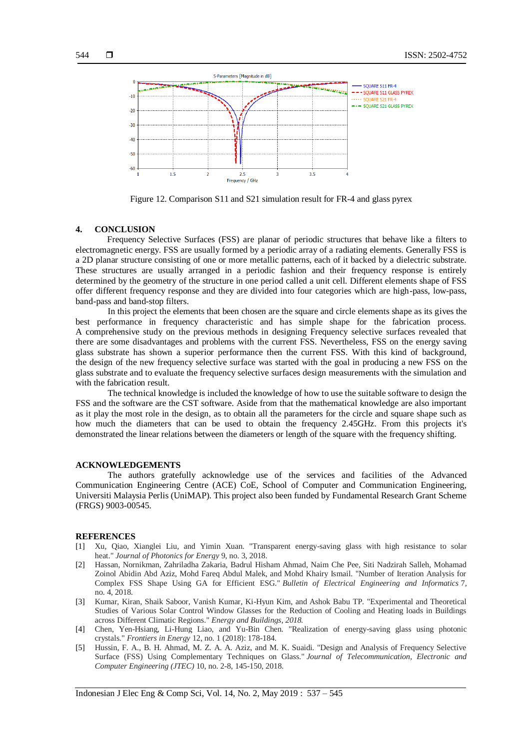Figure 12. Comparison S11 and S21 simulation result for FR-4 and glass pyrex

## 4. CONCLUSION

Frequency Selective Surfaces (FSS) are planar of periodic structures that behave like a filters to electromagnetic energy. FSS are usually formed by a periodic array of a radiating elements. Generally FSS is a 2D planar structure consisting of one or more metallic patterns, each of it backed by a dielectric substrate. These structures are usually arranged in a periodic fashion and their frequency response is entirely determined by the geometry of the structure in one period called a unit cell. Different elements shape of FSS offer different frequency response and they are divided into four categories which are high-pass, low-pass, band-pass and band-stop filters.

In this project the elements that been chosen are the square and circle elements shape as its gives the best performance in frequency characteristic and has simple shape for the fabrication process. A comprehensive study on the previous methods in designing Frequency selective surfaces revealed that there are some disadvantages and problems with the current FSS. Nevertheless, FSS on the energy saving glass substrate has shown a superior performance then the current FSS. With this kind of background, the design of the new frequency selective surface was started with the goal in producing a new FSS on the glass substrate and to evaluate the frequency selective surfaces design measurements with the simulation and with the fabrication result.

The technical knowledge is included the knowledge of how to use the suitable software to design the FSS and the software are the CST software. Aside from that the mathematical knowledge are also important as it play the most role in the design, as to obtain all the parameters for the circle and square shape such as how much the diameters that can be used to obtain the frequency 2.45GHz. From this projects it's demonstrated the linear relations between the diameters or length of the square with the frequency shifting.

## ACKNOWLEDGEMENTS

The authors gratefully acknowledge use of the services and facilities of the Advanced Communication Engineering Centre (ACE) CoE, School of Computer and Communication Engineering, Universiti Malaysia Perlis (UniMAP). This project also been funded by Fundamental Research Grant Scheme (FRGS) 9003-00545.

## REFERENCES

[1] Xu, Qiao, Xianglei Liu, and Yimin Xuan. "Transparent energy-saving glass with high resistance to solar heat." *Journal of Photonics for Energy* 9, no. 3, 2018.

[2] Hassan, Nornikman, Zahriladha Zakaria, Badrul Hisham Ahmad, Naim Che Pee, Siti Nadzirah Salleh, Mohamad Zoinol Abidin Abd Aziz, Mohd Fareq Abdul Malek, and Mohd Khairy Ismail. "Number of Iteration Analysis for Complex FSS Shape Using GA for Efficient ESG." *Bulletin of Electrical Engineering and Informatics* 7, no. 4, 2018.

[3] Kumar, Kiran, Shaik Saboor, Vanish Kumar, Ki-Hyun Kim, and Ashok Babu TP. "Experimental and Theoretical Studies of Various Solar Control Window Glasses for the Reduction of Cooling and Heating loads in Buildings across Different Climatic Regions." *Energy and Buildings, 2018.*

[4] Chen, Yen-Hsiang, Li-Hung Liao, and Yu-Bin Chen. "Realization of energy-saving glass using photonic crystals." *Frontiers in Energy* 12, no. 1 (2018): 178-184.

[5] Hussin, F. A., B. H. Ahmad, M. Z. A. A. Aziz, and M. K. Suaidi. "Design and Analysis of Frequency Selective Surface (FSS) Using Complementary Techniques on Glass." *Journal of Telecommunication, Electronic and Computer Engineering (JTEC)* 10, no. 2-8, 145-150, 2018.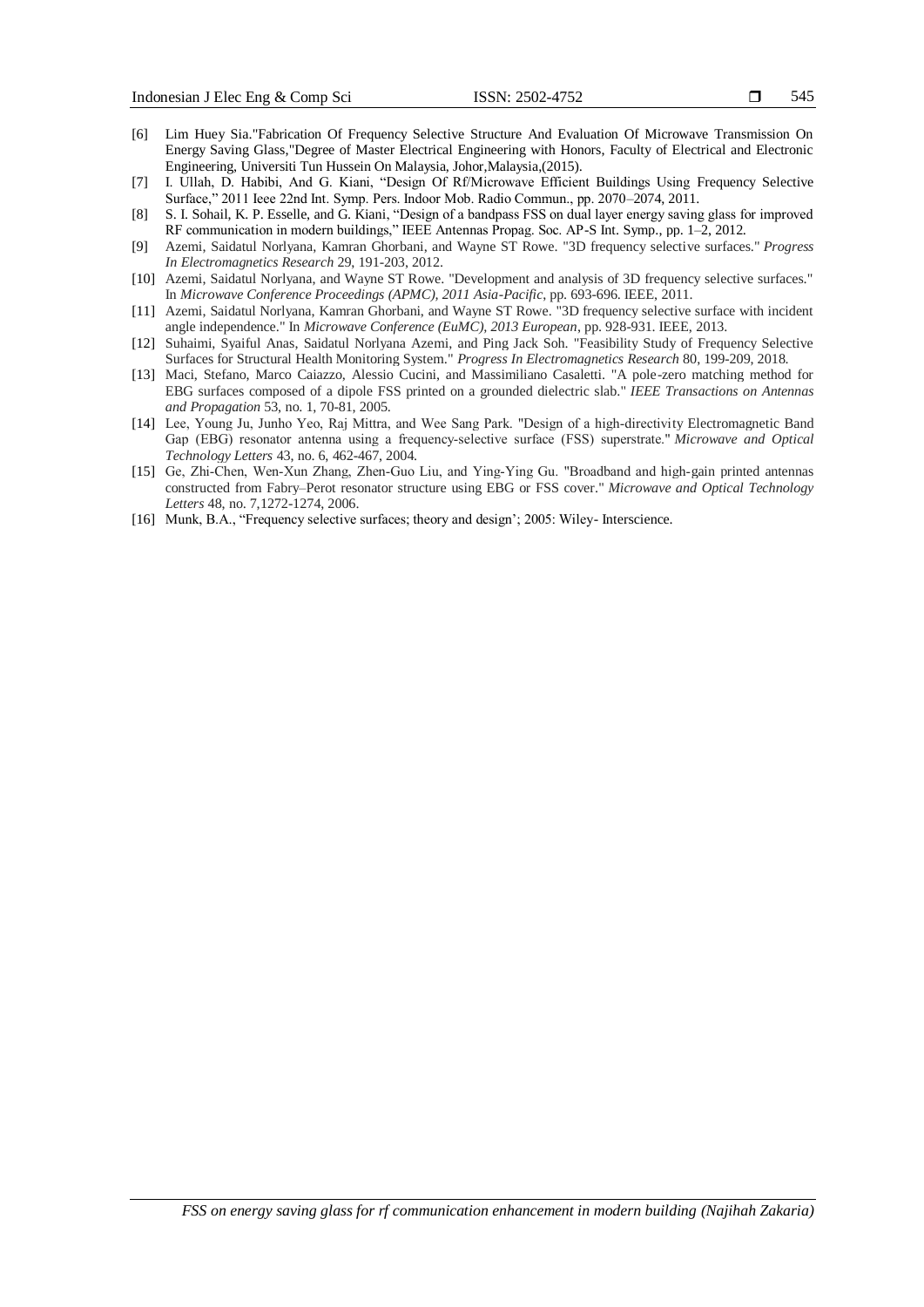[6] Lim Huey Sia."Fabrication Of Frequency Selective Structure And Evaluation Of Microwave Transmission On Energy Saving Glass,"Degree of Master Electrical Engineering with Honors, Faculty of Electrical and Electronic Engineering, Universiti Tun Hussein On Malaysia, Johor,Malaysia,(2015).

[7] I. Ullah, D. Habibi, And G. Kiani, "Design Of Rf/Microwave Efficient Buildings Using Frequency Selective Surface," 2011 Ieee 22nd Int. Symp. Pers. Indoor Mob. Radio Commun., pp. 2070–2074, 2011.

[8] S. I. Sohail, K. P. Esselle, and G. Kiani, "Design of a bandpass FSS on dual layer energy saving glass for improved RF communication in modern buildings," IEEE Antennas Propag. Soc. AP-S Int. Symp., pp. 1–2, 2012.

[9] Azemi, Saidatul Norlyana, Kamran Ghorbani, and Wayne ST Rowe. "3D frequency selective surfaces." *Progress In Electromagnetics Research* 29, 191-203, 2012.

[10] Azemi, Saidatul Norlyana, and Wayne ST Rowe. "Development and analysis of 3D frequency selective surfaces." In *Microwave Conference Proceedings (APMC), 2011 Asia-Pacific*, pp. 693-696. IEEE, 2011.

[11] Azemi, Saidatul Norlyana, Kamran Ghorbani, and Wayne ST Rowe. "3D frequency selective surface with incident angle independence." In *Microwave Conference (EuMC), 2013 European*, pp. 928-931. IEEE, 2013.

[12] Suhaimi, Syaiful Anas, Saidatul Norlyana Azemi, and Ping Jack Soh. "Feasibility Study of Frequency Selective Surfaces for Structural Health Monitoring System." *Progress In Electromagnetics Research* 80, 199-209, 2018.

[13] Maci, Stefano, Marco Caiazzo, Alessio Cucini, and Massimiliano Casaletti. "A pole-zero matching method for EBG surfaces composed of a dipole FSS printed on a grounded dielectric slab." *IEEE Transactions on Antennas and Propagation* 53, no. 1, 70-81, 2005.

[14] Lee, Young Ju, Junho Yeo, Raj Mittra, and Wee Sang Park. "Design of a high-directivity Electromagnetic Band Gap (EBG) resonator antenna using a frequency-selective surface (FSS) superstrate." *Microwave and Optical Technology Letters* 43, no. 6, 462-467, 2004.

[15] Ge, Zhi-Chen, Wen-Xun Zhang, Zhen-Guo Liu, and Ying-Ying Gu. "Broadband and high-gain printed antennas constructed from Fabry–Perot resonator structure using EBG or FSS cover." *Microwave and Optical Technology Letters* 48, no. 7,1272-1274, 2006.

[16] Munk, B.A., "Frequency selective surfaces; theory and design'; 2005: Wiley- Interscience.